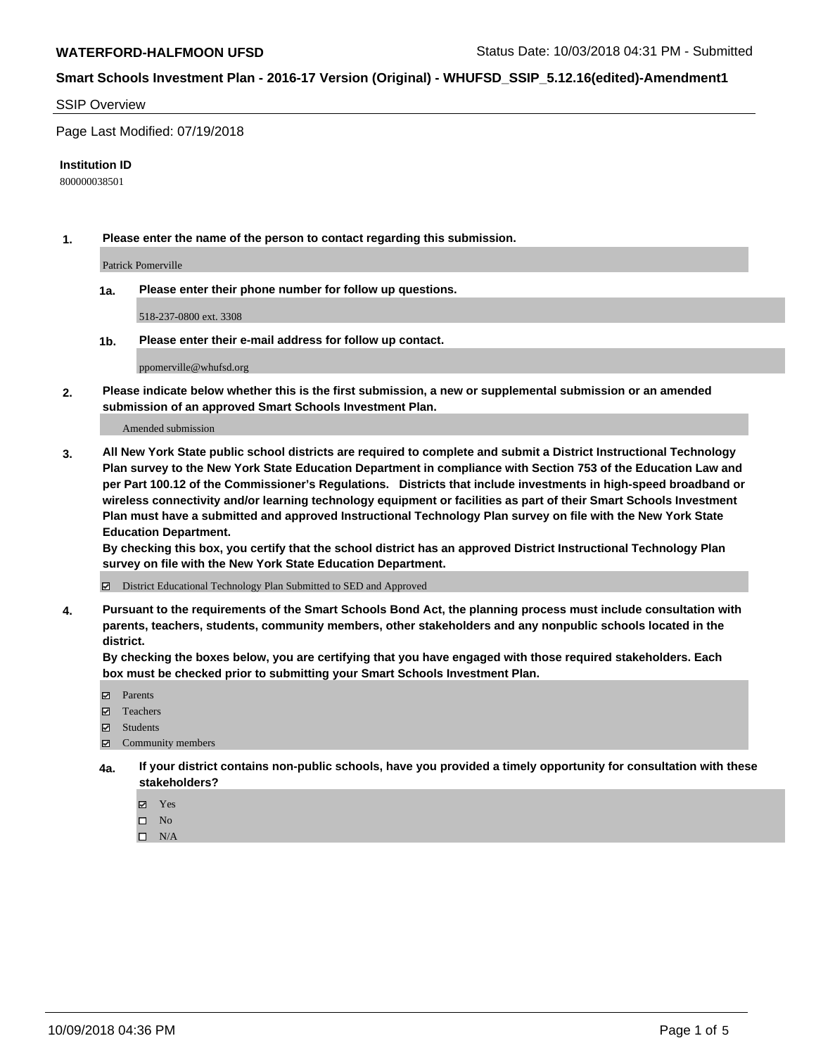**WATERFORD-HALFMOON UFSD** Status Date: 10/03/2018 04:31 PM - Submitted

**Smart Schools Investment Plan - 2016-17 Version (Original) - WHUFSD_SSIP_5.12.16(edited)-Amendment1**

SSIP Overview

Page Last Modified: 07/19/2018

**Institution ID**

800000038501

**1. Please enter the name of the person to contact regarding this submission.**

Patrick Pomerville

**1a. Please enter their phone number for follow up questions.**

518-237-0800 ext. 3308

**1b. Please enter their e-mail address for follow up contact.**

ppomerville@whufsd.org

**2. Please indicate below whether this is the first submission, a new or supplemental submission or an amended submission of an approved Smart Schools Investment Plan.**

Amended submission

**3. All New York State public school districts are required to complete and submit a District Instructional Technology Plan survey to the New York State Education Department in compliance with Section 753 of the Education Law and per Part 100.12 of the Commissioner's Regulations. Districts that include investments in high-speed broadband or wireless connectivity and/or learning technology equipment or facilities as part of their Smart Schools Investment Plan must have a submitted and approved Instructional Technology Plan survey on file with the New York State Education Department.**
**By checking this box, you certify that the school district has an approved District Instructional Technology Plan survey on file with the New York State Education Department.**

☑ District Educational Technology Plan Submitted to SED and Approved

**4. Pursuant to the requirements of the Smart Schools Bond Act, the planning process must include consultation with parents, teachers, students, community members, other stakeholders and any nonpublic schools located in the district.**
**By checking the boxes below, you are certifying that you have engaged with those required stakeholders. Each box must be checked prior to submitting your Smart Schools Investment Plan.**

☑ Parents
☑ Teachers
☑ Students
☑ Community members

**4a. If your district contains non-public schools, have you provided a timely opportunity for consultation with these stakeholders?**

☑ Yes
☐ No
☐ N/A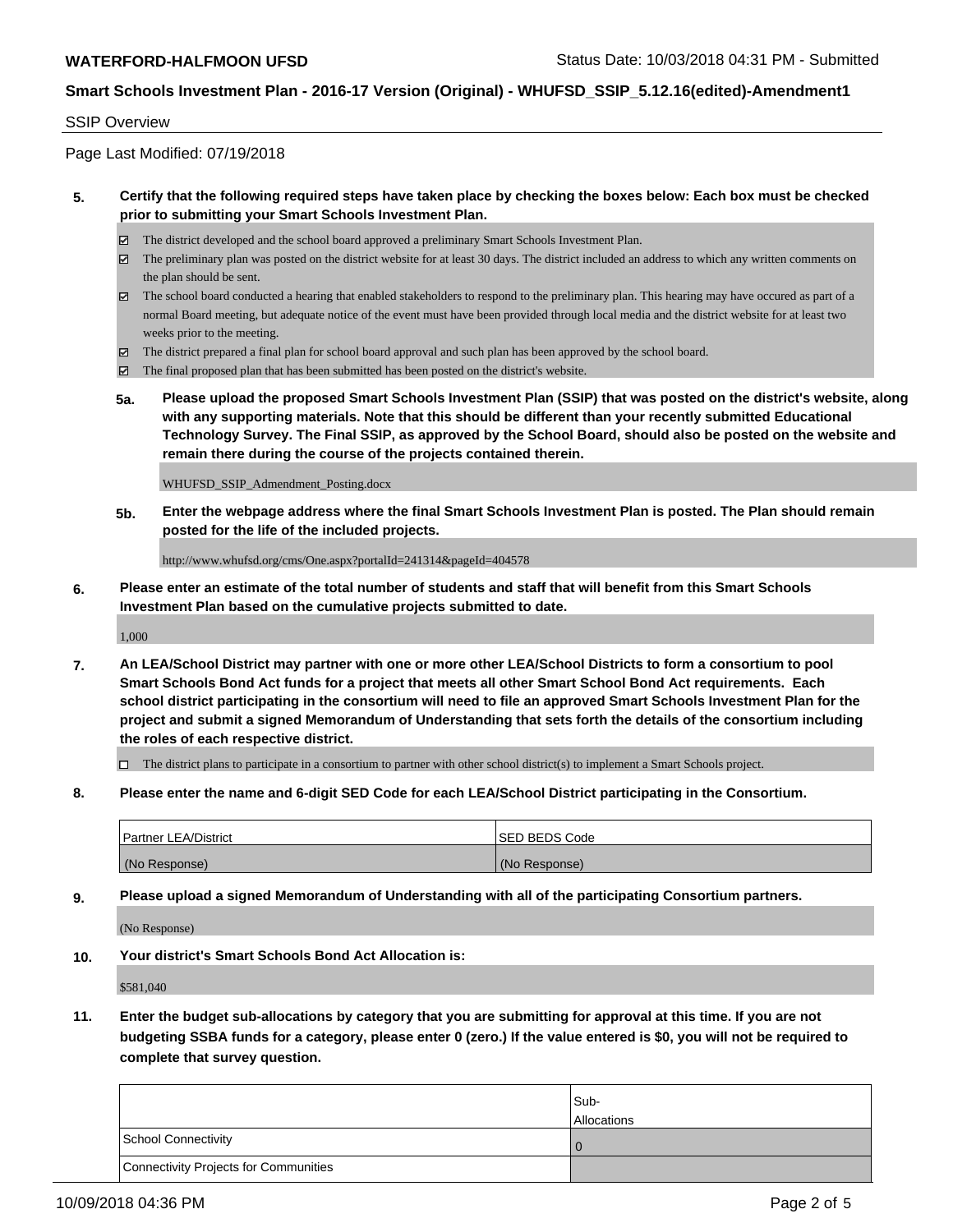SSIP Overview

Page Last Modified: 07/19/2018

**5. Certify that the following required steps have taken place by checking the boxes below: Each box must be checked prior to submitting your Smart Schools Investment Plan.**

- ☑ The district developed and the school board approved a preliminary Smart Schools Investment Plan.
- ☑ The preliminary plan was posted on the district website for at least 30 days. The district included an address to which any written comments on the plan should be sent.
- ☑ The school board conducted a hearing that enabled stakeholders to respond to the preliminary plan. This hearing may have occured as part of a normal Board meeting, but adequate notice of the event must have been provided through local media and the district website for at least two weeks prior to the meeting.
- ☑ The district prepared a final plan for school board approval and such plan has been approved by the school board.
- ☑ The final proposed plan that has been submitted has been posted on the district's website.

**5a. Please upload the proposed Smart Schools Investment Plan (SSIP) that was posted on the district's website, along with any supporting materials. Note that this should be different than your recently submitted Educational Technology Survey. The Final SSIP, as approved by the School Board, should also be posted on the website and remain there during the course of the projects contained therein.**

WHUFSD_SSIP_Admendment_Posting.docx

**5b. Enter the webpage address where the final Smart Schools Investment Plan is posted. The Plan should remain posted for the life of the included projects.**

http://www.whufsd.org/cms/One.aspx?portalId=241314&pageId=404578

**6. Please enter an estimate of the total number of students and staff that will benefit from this Smart Schools Investment Plan based on the cumulative projects submitted to date.**

1,000

**7. An LEA/School District may partner with one or more other LEA/School Districts to form a consortium to pool Smart Schools Bond Act funds for a project that meets all other Smart School Bond Act requirements. Each school district participating in the consortium will need to file an approved Smart Schools Investment Plan for the project and submit a signed Memorandum of Understanding that sets forth the details of the consortium including the roles of each respective district.**

- ☐ The district plans to participate in a consortium to partner with other school district(s) to implement a Smart Schools project.

**8. Please enter the name and 6-digit SED Code for each LEA/School District participating in the Consortium.**

| Partner LEA/District | SED BEDS Code |
|---|---|
| (No Response) | (No Response) |

**9. Please upload a signed Memorandum of Understanding with all of the participating Consortium partners.**

(No Response)

**10. Your district's Smart Schools Bond Act Allocation is:**

$581,040

**11. Enter the budget sub-allocations by category that you are submitting for approval at this time. If you are not budgeting SSBA funds for a category, please enter 0 (zero.) If the value entered is $0, you will not be required to complete that survey question.**

| | Sub-Allocations |
|---|---|
| School Connectivity | 0 |
| Connectivity Projects for Communities | |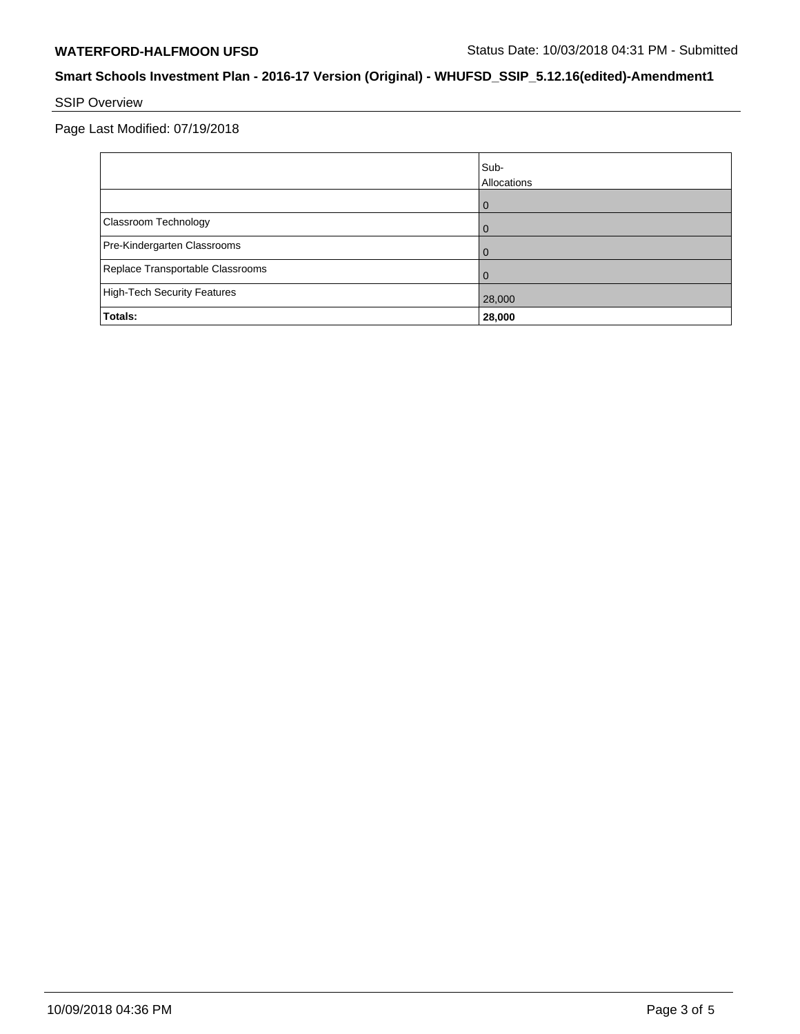**WATERFORD-HALFMOON UFSD** Status Date: 10/03/2018 04:31 PM - Submitted

## Smart Schools Investment Plan - 2016-17 Version (Original) - WHUFSD_SSIP_5.12.16(edited)-Amendment1

SSIP Overview

Page Last Modified: 07/19/2018

| | Sub-Allocations |
|---|---|
| | 0 |
| Classroom Technology | 0 |
| Pre-Kindergarten Classrooms | 0 |
| Replace Transportable Classrooms | 0 |
| High-Tech Security Features | 28,000 |
| **Totals:** | **28,000** |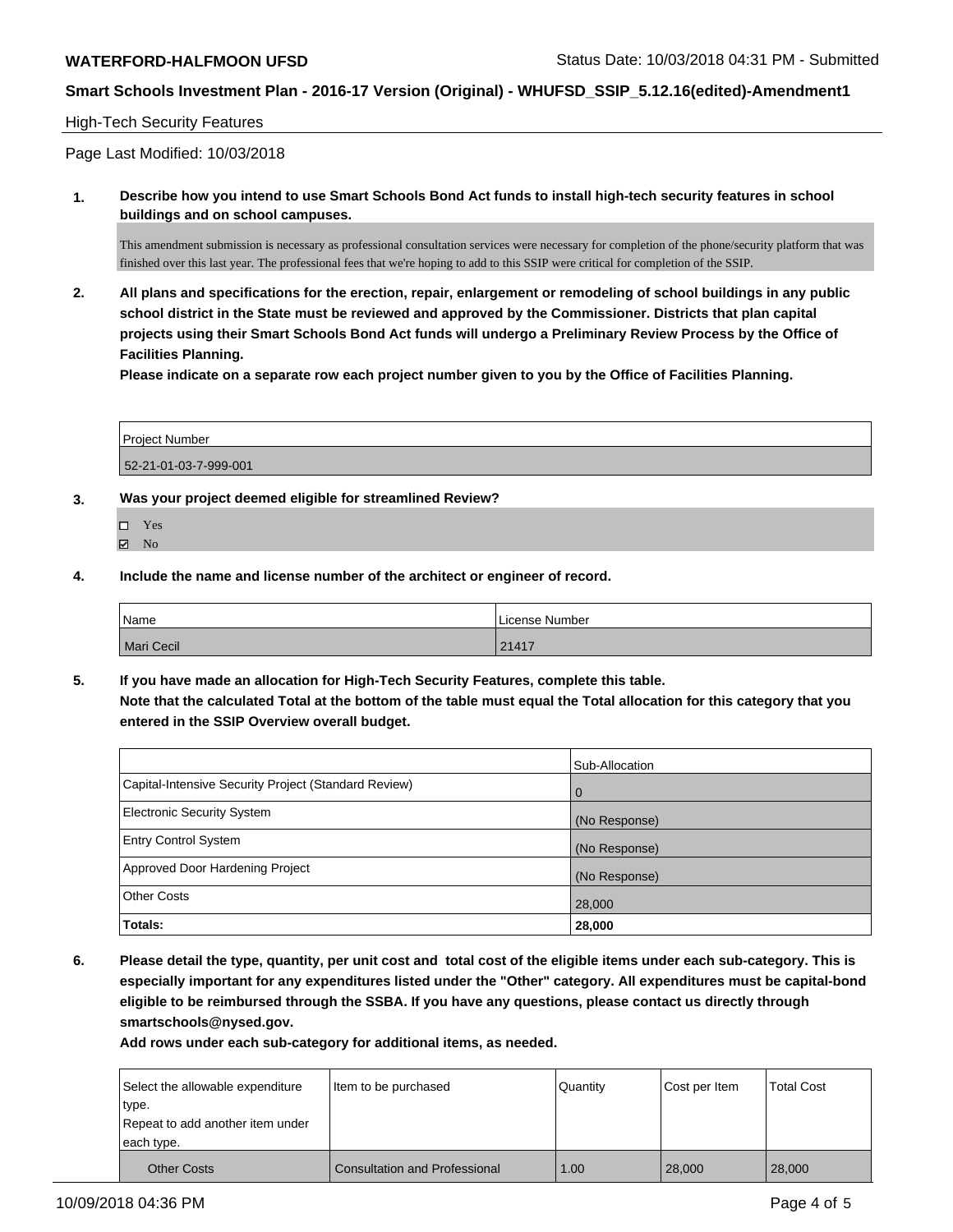## High-Tech Security Features

Page Last Modified: 10/03/2018

**1. Describe how you intend to use Smart Schools Bond Act funds to install high-tech security features in school buildings and on school campuses.**

This amendment submission is necessary as professional consultation services were necessary for completion of the phone/security platform that was finished over this last year. The professional fees that we're hoping to add to this SSIP were critical for completion of the SSIP.

**2. All plans and specifications for the erection, repair, enlargement or remodeling of school buildings in any public school district in the State must be reviewed and approved by the Commissioner. Districts that plan capital projects using their Smart Schools Bond Act funds will undergo a Preliminary Review Process by the Office of Facilities Planning.**

**Please indicate on a separate row each project number given to you by the Office of Facilities Planning.**

| Project Number |
| --- |
| 52-21-01-03-7-999-001 |

**3. Was your project deemed eligible for streamlined Review?**

- ☐ Yes
- ☑ No

**4. Include the name and license number of the architect or engineer of record.**

| Name | License Number |
| --- | --- |
| Mari Cecil | 21417 |

**5. If you have made an allocation for High-Tech Security Features, complete this table.**
**Note that the calculated Total at the bottom of the table must equal the Total allocation for this category that you entered in the SSIP Overview overall budget.**

| | Sub-Allocation |
| --- | --- |
| Capital-Intensive Security Project (Standard Review) | 0 |
| Electronic Security System | (No Response) |
| Entry Control System | (No Response) |
| Approved Door Hardening Project | (No Response) |
| Other Costs | 28,000 |
| **Totals:** | **28,000** |

**6. Please detail the type, quantity, per unit cost and total cost of the eligible items under each sub-category. This is especially important for any expenditures listed under the "Other" category. All expenditures must be capital-bond eligible to be reimbursed through the SSBA. If you have any questions, please contact us directly through smartschools@nysed.gov.**

**Add rows under each sub-category for additional items, as needed.**

| Select the allowable expenditure type. Repeat to add another item under each type. | Item to be purchased | Quantity | Cost per Item | Total Cost |
| --- | --- | --- | --- | --- |
| Other Costs | Consultation and Professional | 1.00 | 28,000 | 28,000 |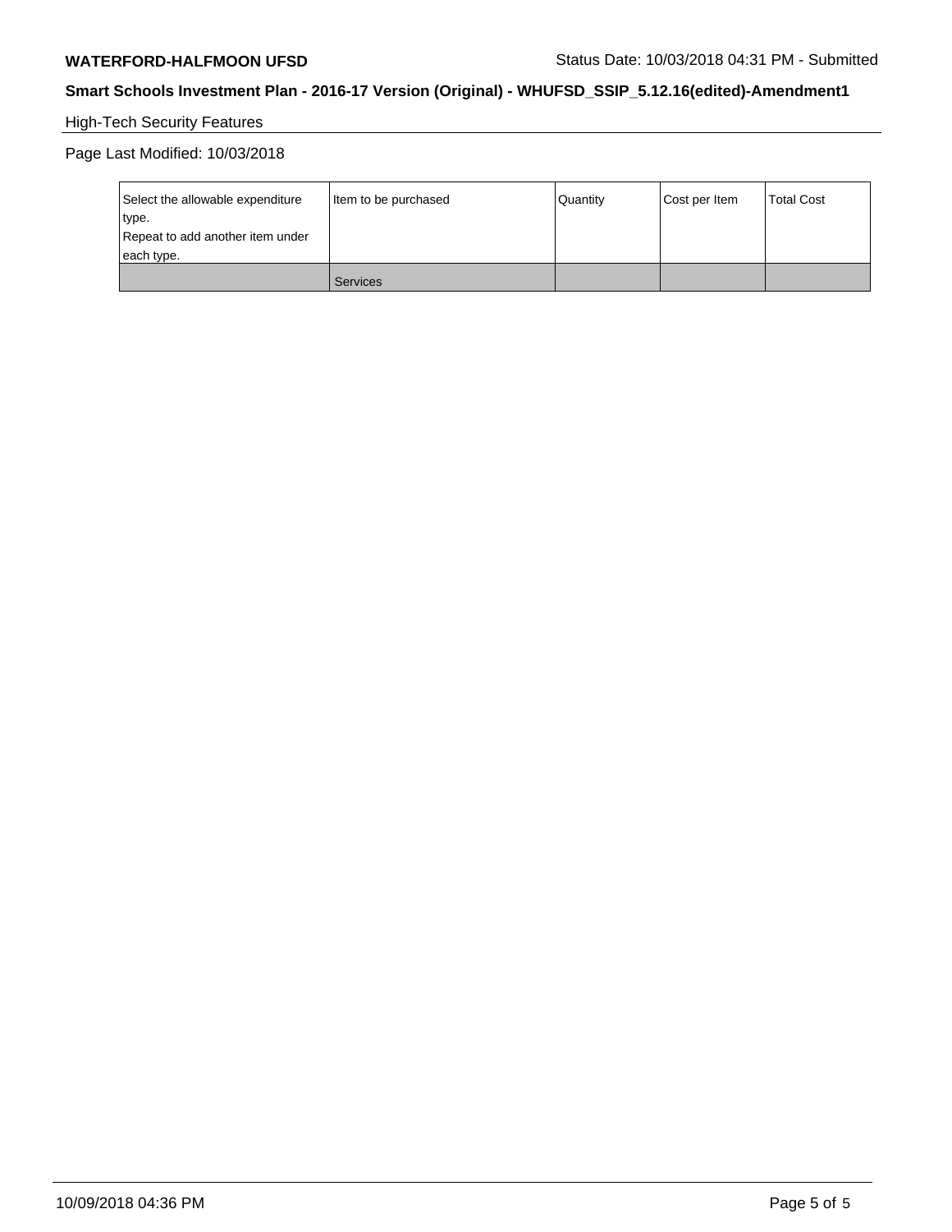## High-Tech Security Features

Page Last Modified: 10/03/2018

| Select the allowable expenditure type. Repeat to add another item under each type. | Item to be purchased | Quantity | Cost per Item | Total Cost |
|---|---|---|---|---|
| | Services | | | |